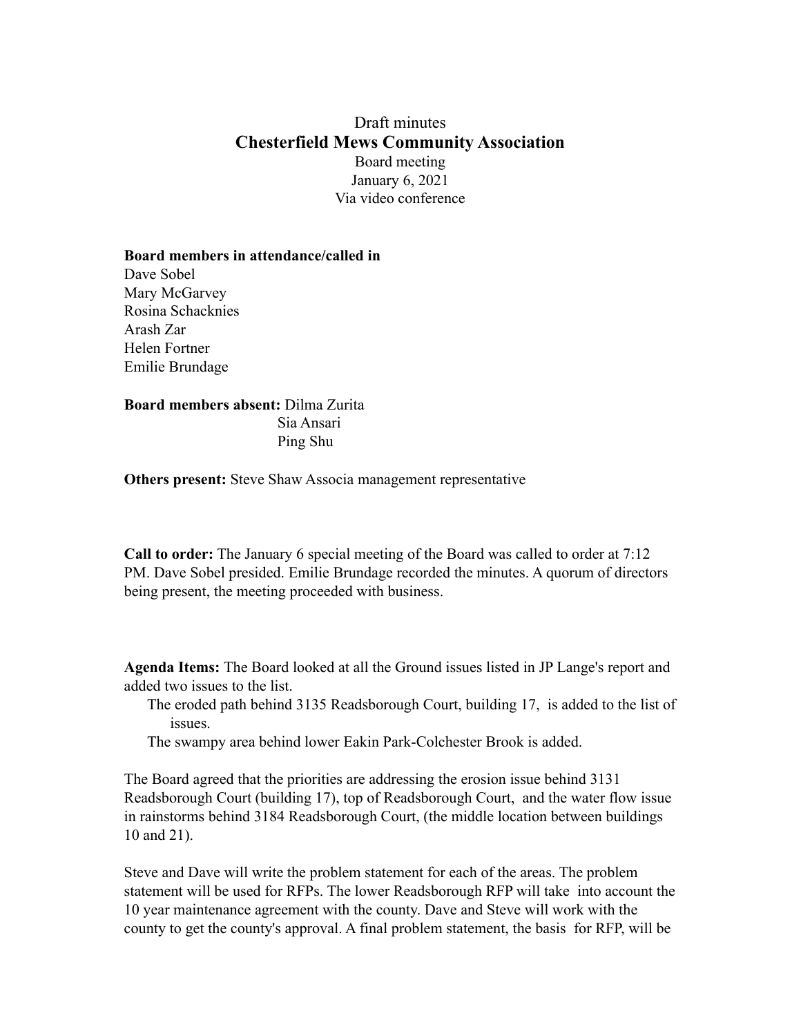Draft minutes

# Chesterfield Mews Community Association

Board meeting
January 6, 2021
Via video conference

**Board members in attendance/called in**
Dave Sobel
Mary McGarvey
Rosina Schacknies
Arash Zar
Helen Fortner
Emilie Brundage

**Board members absent:** Dilma Zurita
Sia Ansari
Ping Shu

**Others present:** Steve Shaw Associa management representative

**Call to order:** The January 6 special meeting of the Board was called to order at 7:12 PM. Dave Sobel presided. Emilie Brundage recorded the minutes. A quorum of directors being present, the meeting proceeded with business.

**Agenda Items:** The Board looked at all the Ground issues listed in JP Lange's report and added two issues to the list.

- The eroded path behind 3135 Readsborough Court, building 17, is added to the list of issues.
- The swampy area behind lower Eakin Park-Colchester Brook is added.

The Board agreed that the priorities are addressing the erosion issue behind 3131 Readsborough Court (building 17), top of Readsborough Court, and the water flow issue in rainstorms behind 3184 Readsborough Court, (the middle location between buildings 10 and 21).

Steve and Dave will write the problem statement for each of the areas. The problem statement will be used for RFPs. The lower Readsborough RFP will take into account the 10 year maintenance agreement with the county. Dave and Steve will work with the county to get the county's approval. A final problem statement, the basis for RFP, will be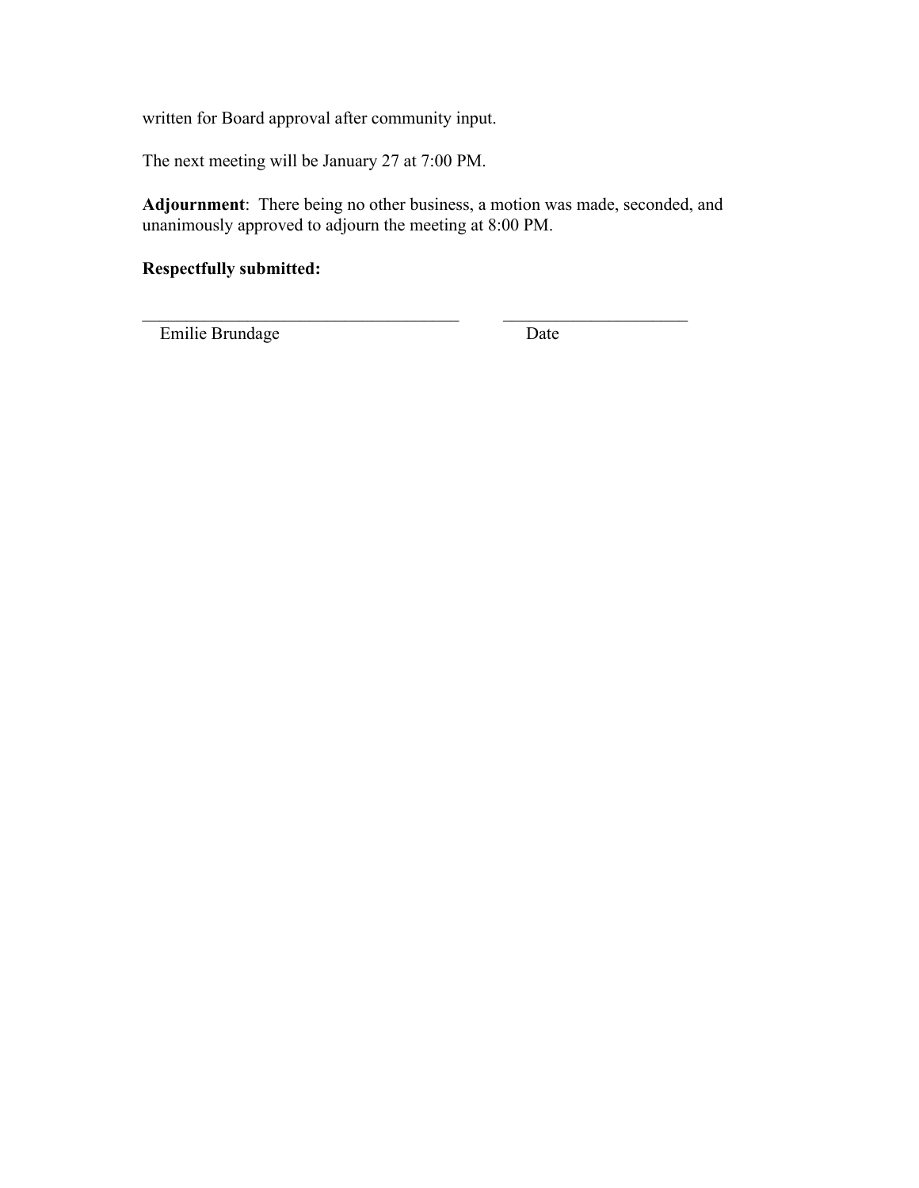written for Board approval after community input.

The next meeting will be January 27 at 7:00 PM.

**Adjournment**: There being no other business, a motion was made, seconded, and unanimously approved to adjourn the meeting at 8:00 PM.

**Respectfully submitted:**

______________________________________ ______________________

Emilie Brundage Date